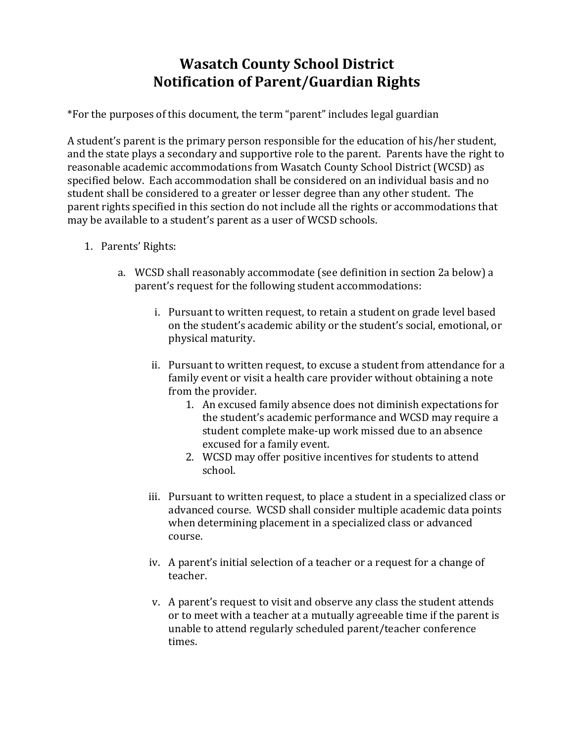# Wasatch County School District
# Notification of Parent/Guardian Rights

*For the purposes of this document, the term "parent" includes legal guardian

A student's parent is the primary person responsible for the education of his/her student, and the state plays a secondary and supportive role to the parent. Parents have the right to reasonable academic accommodations from Wasatch County School District (WCSD) as specified below. Each accommodation shall be considered on an individual basis and no student shall be considered to a greater or lesser degree than any other student. The parent rights specified in this section do not include all the rights or accommodations that may be available to a student's parent as a user of WCSD schools.

1. Parents' Rights:

   a. WCSD shall reasonably accommodate (see definition in section 2a below) a parent's request for the following student accommodations:

      i. Pursuant to written request, to retain a student on grade level based on the student's academic ability or the student's social, emotional, or physical maturity.

      ii. Pursuant to written request, to excuse a student from attendance for a family event or visit a health care provider without obtaining a note from the provider.
         1. An excused family absence does not diminish expectations for the student's academic performance and WCSD may require a student complete make-up work missed due to an absence excused for a family event.
         2. WCSD may offer positive incentives for students to attend school.

      iii. Pursuant to written request, to place a student in a specialized class or advanced course. WCSD shall consider multiple academic data points when determining placement in a specialized class or advanced course.

      iv. A parent's initial selection of a teacher or a request for a change of teacher.

      v. A parent's request to visit and observe any class the student attends or to meet with a teacher at a mutually agreeable time if the parent is unable to attend regularly scheduled parent/teacher conference times.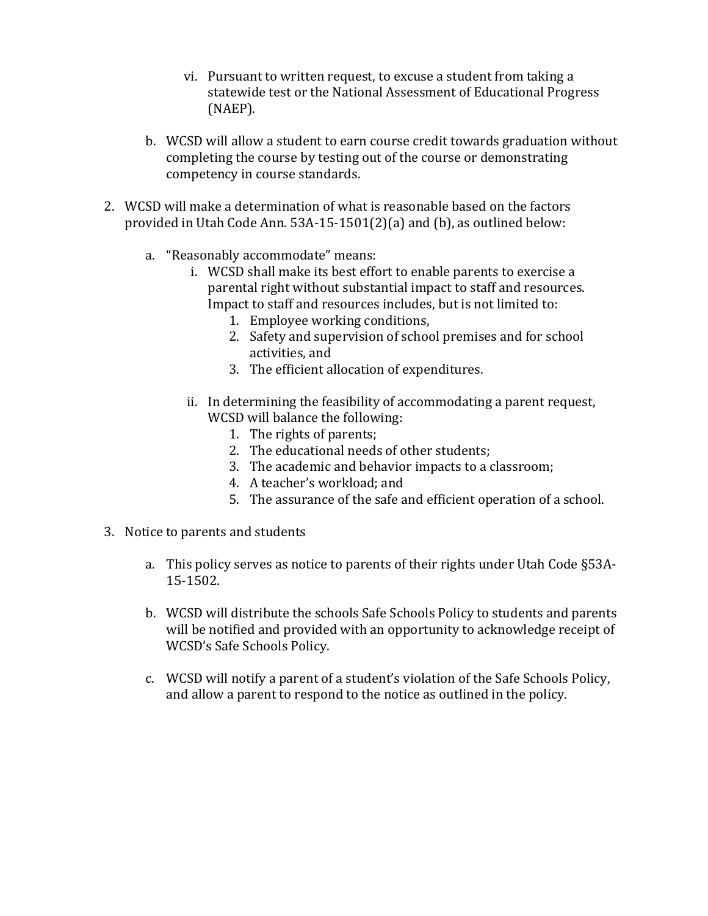- vi. Pursuant to written request, to excuse a student from taking a statewide test or the National Assessment of Educational Progress (NAEP).

 b. WCSD will allow a student to earn course credit towards graduation without completing the course by testing out of the course or demonstrating competency in course standards.

2. WCSD will make a determination of what is reasonable based on the factors provided in Utah Code Ann. 53A-15-1501(2)(a) and (b), as outlined below:

   a. "Reasonably accommodate" means:
      - i. WCSD shall make its best effort to enable parents to exercise a parental right without substantial impact to staff and resources. Impact to staff and resources includes, but is not limited to:
        1. Employee working conditions,
        2. Safety and supervision of school premises and for school activities, and
        3. The efficient allocation of expenditures.

      - ii. In determining the feasibility of accommodating a parent request, WCSD will balance the following:
        1. The rights of parents;
        2. The educational needs of other students;
        3. The academic and behavior impacts to a classroom;
        4. A teacher's workload; and
        5. The assurance of the safe and efficient operation of a school.

3. Notice to parents and students

   a. This policy serves as notice to parents of their rights under Utah Code §53A-15-1502.

   b. WCSD will distribute the schools Safe Schools Policy to students and parents will be notified and provided with an opportunity to acknowledge receipt of WCSD's Safe Schools Policy.

   c. WCSD will notify a parent of a student's violation of the Safe Schools Policy, and allow a parent to respond to the notice as outlined in the policy.